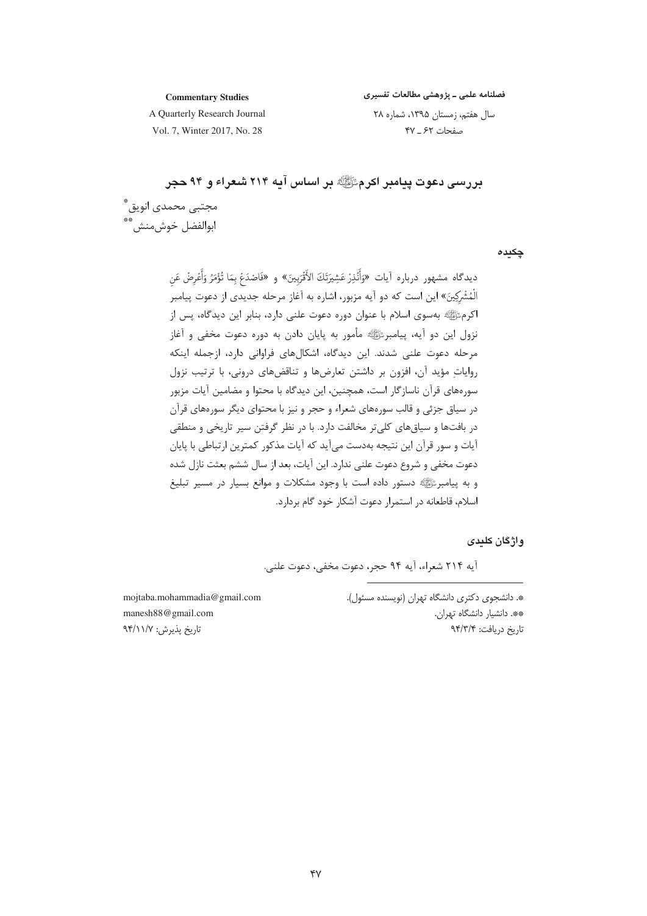# بررسی دعوت پیامبر اکرمﷺ بر اساس آیه ۲۱۴ شعراء و ۹۴ حجر

مجتبی محمدی انویق*

ابوالفضل خوش‌منش**

## چکیده

دیدگاه مشهور درباره آیات «وَأَنْذِرْ عَشِيرَتَكَ الأَقْرَبِينَ» و «فَاصْدَعْ بِمَا تُؤْمَرُ وَأَعْرِضْ عَنِ الْمُشْرِكِينَ» این است که دو آیه مزبور، اشاره به آغاز مرحله جدیدی از دعوت پیامبر اکرمﷺ به‌سوی اسلام با عنوان دوره دعوت علنی دارد، بنابر این دیدگاه، پس از نزول این دو آیه، پیامبرﷺ مأمور به پایان دادن به دوره دعوت مخفی و آغاز مرحله دعوت علنی شدند. این دیدگاه، اشکال‌های فراوانی دارد، ازجمله اینکه روایاتِ مؤید آن، افزون بر داشتن تعارض‌ها و تناقض‌های درونی، با ترتیب نزول سوره‌های قرآن ناسازگار است، همچنین، این دیدگاه با محتوا و مضامین آیات مزبور در سیاق جزئی و قالب سوره‌های شعراء و حجر و نیز با محتوای دیگر سوره‌های قرآن در بافت‌ها و سیاق‌های کلی‌تر مخالفت دارد. با در نظر گرفتن سیر تاریخی و منطقی آیات و سور قرآن این نتیجه به‌دست می‌آید که آیات مذکور کمترین ارتباطی با پایان دعوت مخفی و شروع دعوت علنی ندارد. این آیات، بعد از سال ششم بعثت نازل شده و به پیامبرﷺ دستور داده است با وجود مشکلات و موانع بسیار در مسیر تبلیغ اسلام، قاطعانه در استمرار دعوت آشکار خود گام بردارد.

## واژگان کلیدی

آیه ۲۱۴ شعراء، آیه ۹۴ حجر، دعوت مخفی، دعوت علنی.

---

*. دانشجوی دکتری دانشگاه تهران (نویسنده مسئول). mojtaba.mohammadia@gmail.com

**. دانشیار دانشگاه تهران. manesh88@gmail.com

تاریخ دریافت: ۹۴/۳/۴ — تاریخ پذیرش: ۹۴/۱۱/۷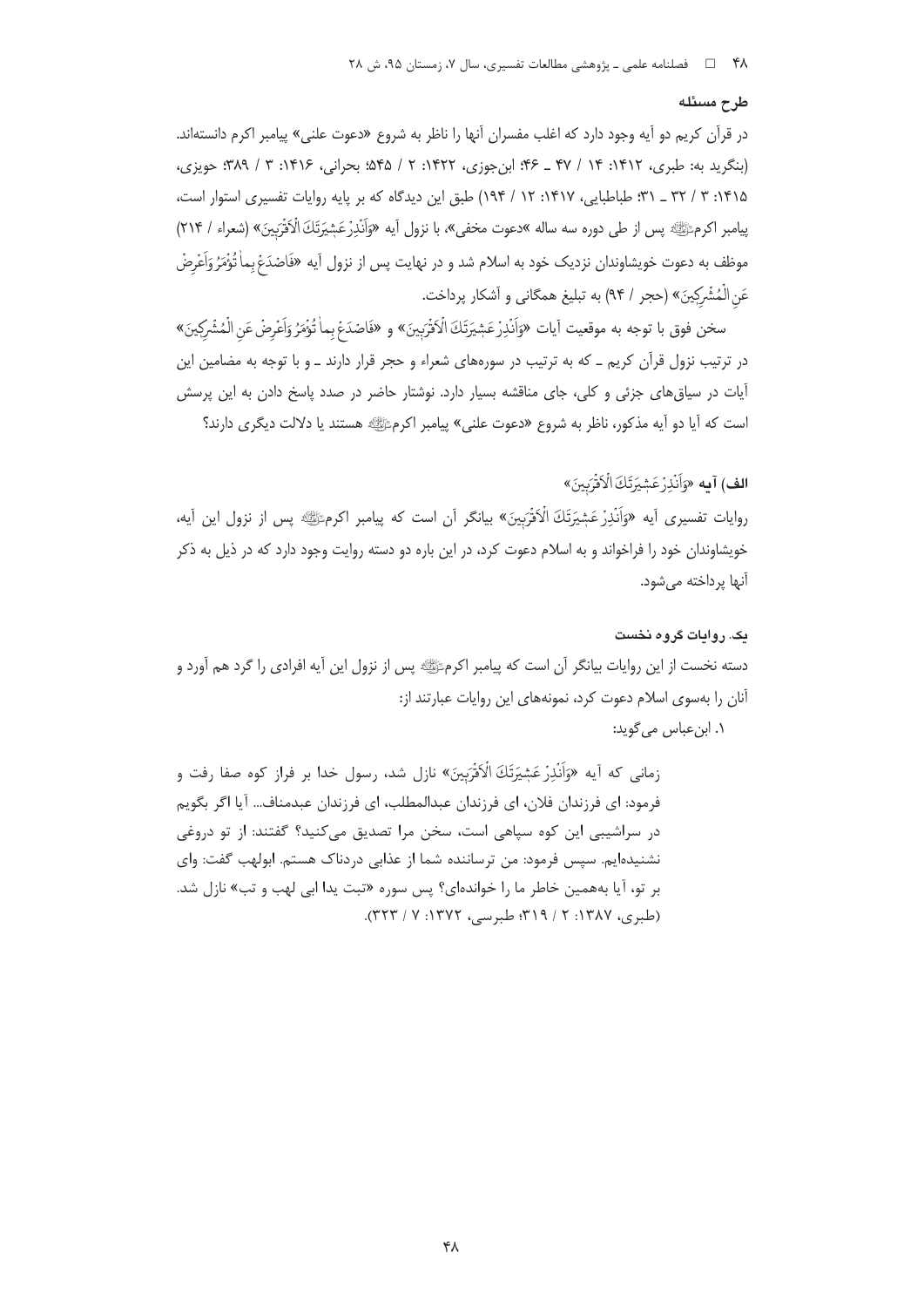## طرح مسئله

در قرآن کریم دو آیه وجود دارد که اغلب مفسران آنها را ناظر به شروع «دعوت علنی» پیامبر اکرم دانسته‌اند. (بنگرید به: طبری، ۱۴۱۲: ۱۴ / ۴۷ ـ ۴۶؛ ابن‌جوزی، ۱۴۲۲: ۲ / ۵۴۵؛ بحرانی، ۱۴۱۶: ۳ / ۳۸۹؛ حویزی، ۱۴۱۵: ۳ / ۳۲ ـ ۳۱؛ طباطبایی، ۱۴۱۷: ۱۲ / ۱۹۴) طبق این دیدگاه که بر پایه روایات تفسیری استوار است، پیامبر اکرمﷺ پس از طی دوره سه ساله «دعوت مخفی»، با نزول آیه «وَأَنْذِرْ عَشِيرَتَكَ الْأَقْرَبِينَ» (شعراء / ۲۱۴) موظف به دعوت خویشاوندان نزدیک خود به اسلام شد و در نهایت پس از نزول آیه «فَاصْدَعْ بِمَا تُؤْمَرُ وَأَعْرِضْ عَنِ الْمُشْرِكِينَ» (حجر / ۹۴) به تبلیغ همگانی و آشکار پرداخت.

سخن فوق با توجه به موقعیت آیات «وَأَنْذِرْ عَشِيرَتَكَ الْأَقْرَبِينَ» و «فَاصْدَعْ بِمَا تُؤْمَرُ وَأَعْرِضْ عَنِ الْمُشْرِكِينَ» در ترتیب نزول قرآن کریم ـ که به ترتیب در سوره‌های شعراء و حجر قرار دارند ـ و با توجه به مضامین این آیات در سیاق‌های جزئی و کلی، جای مناقشه بسیار دارد. نوشتار حاضر در صدد پاسخ دادن به این پرسش است که آیا دو آیه مذکور، ناظر به شروع «دعوت علنی» پیامبر اکرمﷺ هستند یا دلالت دیگری دارند؟

### الف) آیه «وَأَنْذِرْ عَشِيرَتَكَ الْأَقْرَبِينَ»

روایات تفسیری آیه «وَأَنْذِرْ عَشِيرَتَكَ الْأَقْرَبِينَ» بیانگر آن است که پیامبر اکرمﷺ پس از نزول این آیه، خویشاوندان خود را فراخواند و به اسلام دعوت کرد، در این باره دو دسته روایت وجود دارد که در ذیل به ذکر آنها پرداخته می‌شود.

#### یک. روایات گروه نخست

دسته نخست از این روایات بیانگر آن است که پیامبر اکرمﷺ پس از نزول این آیه افرادی را گرد هم آورد و آنان را به‌سوی اسلام دعوت کرد، نمونه‌های این روایات عبارتند از:

۱. ابن‌عباس می‌گوید:

> زمانی که آیه «وَأَنْذِرْ عَشِيرَتَكَ الْأَقْرَبِينَ» نازل شد، رسول خدا بر فراز کوه صفا رفت و فرمود: ای فرزندان فلان، ای فرزندان عبدالمطلب، ای فرزندان عبدمناف... آیا اگر بگویم در سراشیبی این کوه سپاهی است، سخن مرا تصدیق می‌کنید؟ گفتند: از تو دروغی نشنیده‌ایم. سپس فرمود: من ترساننده شما از عذابی دردناک هستم. ابولهب گفت: وای بر تو، آیا به‌همین خاطر ما را خوانده‌ای؟ پس سوره «تبت یدا ابی لهب و تب» نازل شد. (طبری، ۱۳۸۷: ۲ / ۳۱۹؛ طبرسی، ۱۳۷۲: ۷ / ۳۲۳).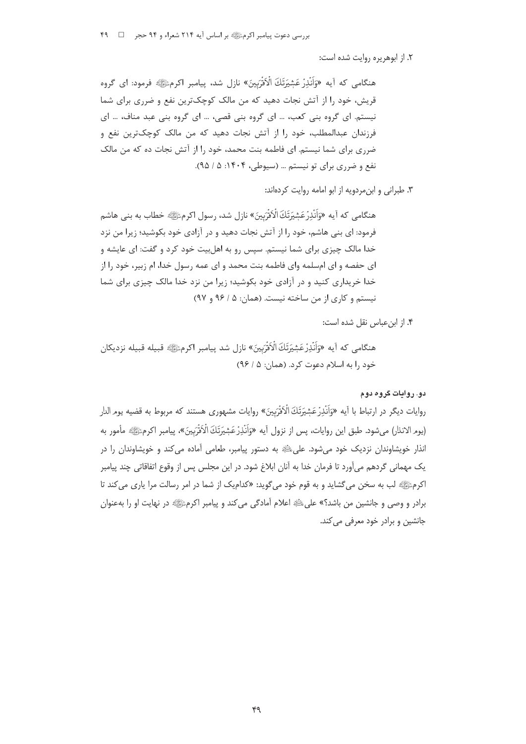۲. از ابوهریره روایت شده است:

هنگامی که آیه «وَأَنْذِرْ عَشِيرَتَكَ الْأَقْرَبِينَ» نازل شد، پیامبر اکرمﷺ فرمود: ای گروه قریش، خود را از آتش نجات دهید که من مالک کوچک‌ترین نفع و ضرری برای شما نیستم. ای گروه بنی کعب، ... ای گروه بنی قصی، ... ای گروه بنی عبد مناف، ... ای فرزندان عبدالمطلب، خود را از آتش نجات دهید که من مالک کوچک‌ترین نفع و ضرری برای شما نیستم. ای فاطمه بنت محمد، خود را از آتش نجات ده که من مالک نفع و ضرری برای تو نیستم ... (سیوطی، ۱۴۰۴: ۵ / ۹۵).

۳. طبرانی و ابن‌مردویه از ابو امامه روایت کرده‌اند:

هنگامی که آیه «وَأَنْذِرْ عَشِيرَتَكَ الْأَقْرَبِينَ» نازل شد، رسول اکرمﷺ خطاب به بنی هاشم فرمود: ای بنی هاشم، خود را از آتش نجات دهید و در آزادی خود بکوشید؛ زیرا من نزد خدا مالک چیزی برای شما نیستم. سپس رو به اهل‌بیت خود کرد و گفت: ای عایشه و ای حفصه و ای ام‌سلمه وای فاطمه بنت محمد و ای عمه رسول خدا، ام زبیر، خود را از خدا خریداری کنید و در آزادی خود بکوشید؛ زیرا من نزد خدا مالک چیزی برای شما نیستم و کاری از من ساخته نیست. (همان: ۵ / ۹۶ و ۹۷)

۴. از ابن‌عباس نقل شده است:

هنگامی که آیه «وَأَنْذِرْ عَشِيرَتَكَ الْأَقْرَبِينَ» نازل شد پیامبر اکرمﷺ قبیله قبیله نزدیکان خود را به اسلام دعوت کرد. (همان: ۵ / ۹۶)

### دو. روایات گروه دوم

روایات دیگر در ارتباط با آیه «وَأَنْذِرْ عَشِيرَتَكَ الْأَقْرَبِينَ» روایات مشهوری هستند که مربوط به قضیه یوم الدار (یوم الانذار) می‌شود. طبق این روایات، پس از نزول آیه «وَأَنْذِرْ عَشِيرَتَكَ الْأَقْرَبِينَ»، پیامبر اکرمﷺ مأمور به انذار خویشاوندان نزدیک خود می‌شود. علیؑ به دستور پیامبر، طعامی آماده می‌کند و خویشاوندان را در یک مهمانی گردهم می‌آورد تا فرمان خدا به آنان ابلاغ شود. در این مجلس پس از وقوع اتفاقاتی چند پیامبر اکرمﷺ لب به سخن می‌گشاید و به قوم خود می‌گوید: «کدام‌یک از شما در امر رسالت مرا یاری می‌کند تا برادر و وصی و جانشین من باشد؟» علیؑ اعلام آمادگی می‌کند و پیامبر اکرمﷺ در نهایت او را به‌عنوان جانشین و برادر خود معرفی می‌کند.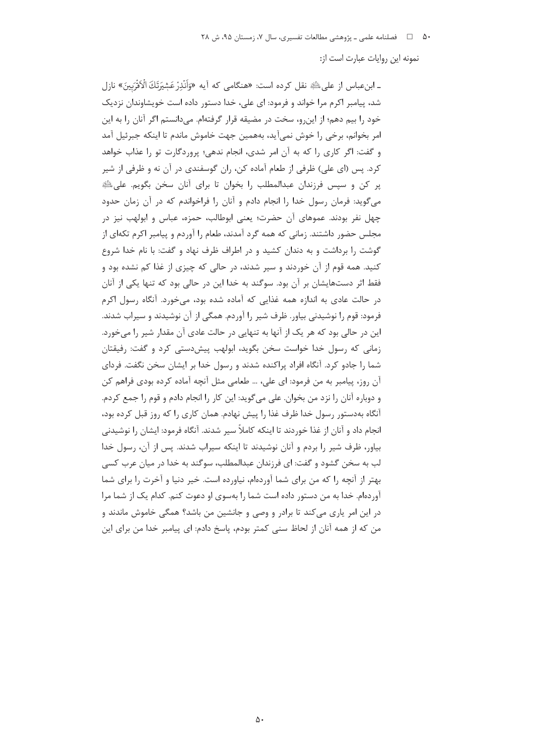نمونه این روایات عبارت است از:

ـ ابن‌عباس از علی﷣ نقل کرده است: «هنگامی که آیه «وَأَنْذِرْ عَشِيرَتَكَ الْأَقْرَبِينَ» نازل شد، پیامبر اکرم مرا خواند و فرمود: ای علی، خدا دستور داده است خویشاوندان نزدیک خود را بیم دهم؛ از این‌رو، سخت در مضیقه قرار گرفته‌ام. می‌دانستم اگر آنان را به این امر بخوانم، برخی را خوش نمی‌آید، به‌همین جهت خاموش ماندم تا اینکه جبرئیل آمد و گفت: اگر کاری را که به آن امر شدی، انجام ندهی؛ پروردگارت تو را عذاب خواهد کرد. پس (ای علی) ظرفی از طعام آماده کن، ران گوسفندی در آن نه و ظرفی از شیر پر کن و سپس فرزندان عبدالمطلب را بخوان تا برای آنان سخن بگویم. علی﷣ می‌گوید: فرمان رسول خدا را انجام دادم و آنان را فراخواندم که در آن زمان حدود چهل نفر بودند. عموهای آن حضرت؛ یعنی ابوطالب، حمزه، عباس و ابولهب نیز در مجلس حضور داشتند. زمانی که همه گرد آمدند، طعام را آوردم و پیامبر اکرم تکه‌ای از گوشت را برداشت و به دندان کشید و در اطراف ظرف نهاد و گفت: با نام خدا شروع کنید. همه قوم از آن خوردند و سیر شدند، در حالی که چیزی از غذا کم نشده بود و فقط اثر دست‌هایشان بر آن بود. سوگند به خدا این در حالی بود که تنها یکی از آنان در حالت عادی به اندازه همه غذایی که آماده شده بود، می‌خورد. آنگاه رسول اکرم فرمود: قوم را نوشیدنی بیاور. ظرف شیر را آوردم. همگی از آن نوشیدند و سیراب شدند. این در حالی بود که هر یک از آنها به تنهایی در حالت عادی آن مقدار شیر را می‌خورد. زمانی که رسول خدا خواست سخن بگوید، ابولهب پیش‌دستی کرد و گفت: رفیقتان شما را جادو کرد. آنگاه افراد پراکنده شدند و رسول خدا بر ایشان سخن نگفت. فردای آن روز، پیامبر به من فرمود: ای علی، ... طعامی مثل آنچه آماده کرده بودی فراهم کن و دوباره آنان را نزد من بخوان. علی می‌گوید: این کار را انجام دادم و قوم را جمع کردم. آنگاه به‌دستور رسول خدا ظرف غذا را پیش نهادم. همان کاری را که روز قبل کرده بود، انجام داد و آنان از غذا خوردند تا اینکه کاملاً سیر شدند. آنگاه فرمود: ایشان را نوشیدنی بیاور، ظرف شیر را بردم و آنان نوشیدند تا اینکه سیراب شدند. پس از آن، رسول خدا لب به سخن گشود و گفت: ای فرزندان عبدالمطلب، سوگند به خدا در میان عرب کسی بهتر از آنچه را که من برای شما آورده‌ام، نیاورده است. خیر دنیا و آخرت را برای شما آورده‌ام. خدا به من دستور داده است شما را به‌سوی او دعوت کنم. کدام یک از شما مرا در این امر یاری می‌کند تا برادر و وصی و جانشین من باشد؟ همگی خاموش ماندند و من که از همه آنان از لحاظ سنی کمتر بودم، پاسخ دادم: ای پیامبر خدا من برای این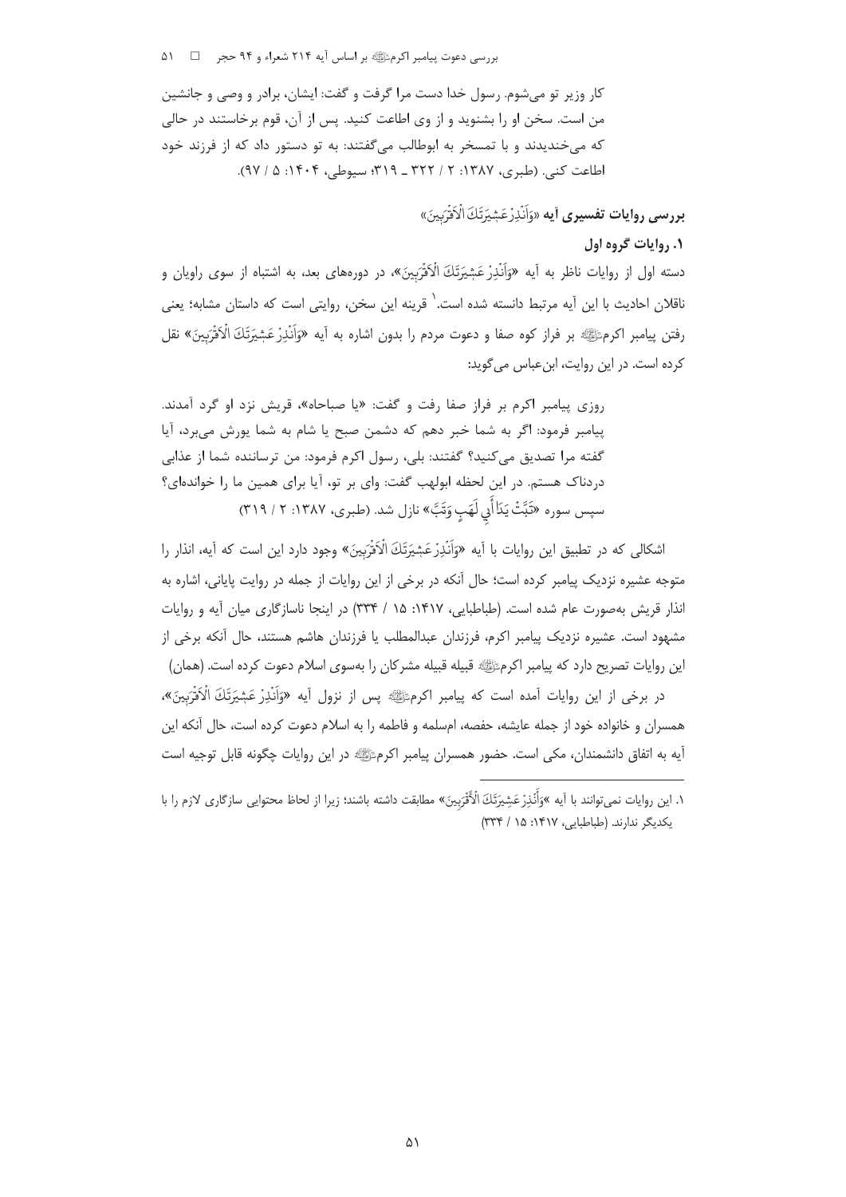کار وزیر تو می‌شوم. رسول خدا دست مرا گرفت و گفت: ایشان، برادر و وصی و جانشین من است. سخن او را بشنوید و از وی اطاعت کنید. پس از آن، قوم برخاستند در حالی که می‌خندیدند و با تمسخر به ابوطالب می‌گفتند: به تو دستور داد که از فرزند خود اطاعت کنی. (طبری، ۱۳۸۷: ۲ / ۳۲۲ ـ ۳۱۹؛ سیوطی، ۱۴۰۴: ۵ / ۹۷).

## بررسی روایات تفسیری آیه «وَأَنْذِرْ عَشِيرَتَكَ الْأَقْرَبِينَ»

### ۱. روایات گروه اول

دسته اول از روایات ناظر به آیه «وَأَنْذِرْ عَشِيرَتَكَ الْأَقْرَبِينَ»، در دوره‌های بعد، به اشتباه از سوی راویان و ناقلان احادیث با این آیه مرتبط دانسته شده است.[1] قرینه این سخن، روایتی است که داستان مشابه؛ یعنی رفتن پیامبر اکرم ﷺ بر فراز کوه صفا و دعوت مردم را بدون اشاره به آیه «وَأَنْذِرْ عَشِيرَتَكَ الْأَقْرَبِينَ» نقل کرده است. در این روایت، ابن‌عباس می‌گوید:

> روزی پیامبر اکرم بر فراز صفا رفت و گفت: «یا صباحاه»، قریش نزد او گرد آمدند. پیامبر فرمود: اگر به شما خبر دهم که دشمن صبح یا شام به شما یورش می‌برد، آیا گفته مرا تصدیق می‌کنید؟ گفتند: بلی، رسول اکرم فرمود: من ترساننده شما از عذابی دردناک هستم. در این لحظه ابولهب گفت: وای بر تو، آیا برای همین ما را خوانده‌ای؟ سپس سوره «تَبَّتْ يَدَا أَبِي لَهَبٍ وَتَبَّ» نازل شد. (طبری، ۱۳۸۷: ۲ / ۳۱۹)

اشکالی که در تطبیق این روایات با آیه «وَأَنْذِرْ عَشِيرَتَكَ الْأَقْرَبِينَ» وجود دارد این است که آیه، انذار را متوجه عشیره نزدیک پیامبر کرده است؛ حال آنکه در برخی از این روایات از جمله در روایت پایانی، اشاره به انذار قریش به‌صورت عام شده است. (طباطبایی، ۱۴۱۷: ۱۵ / ۳۳۴) در اینجا ناسازگاری میان آیه و روایات مشهود است. عشیره نزدیک پیامبر اکرم، فرزندان عبدالمطلب یا فرزندان هاشم هستند، حال آنکه برخی از این روایات تصریح دارد که پیامبر اکرم ﷺ قبیله قبیله مشرکان را به‌سوی اسلام دعوت کرده است. (همان)

در برخی از این روایات آمده است که پیامبر اکرم ﷺ پس از نزول آیه «وَأَنْذِرْ عَشِيرَتَكَ الْأَقْرَبِينَ»، همسران و خانواده خود از جمله عایشه، حفصه، ام‌سلمه و فاطمه را به اسلام دعوت کرده است، حال آنکه این آیه به اتفاق دانشمندان، مکی است. حضور همسران پیامبر اکرم ﷺ در این روایات چگونه قابل توجیه است

---

[1] این روایات نمی‌توانند با آیه «وَأَنْذِرْ عَشِيرَتَكَ الْأَقْرَبِينَ» مطابقت داشته باشند؛ زیرا از لحاظ محتوایی سازگاری لازم را با یکدیگر ندارند. (طباطبایی، ۱۴۱۷: ۱۵ / ۳۳۴)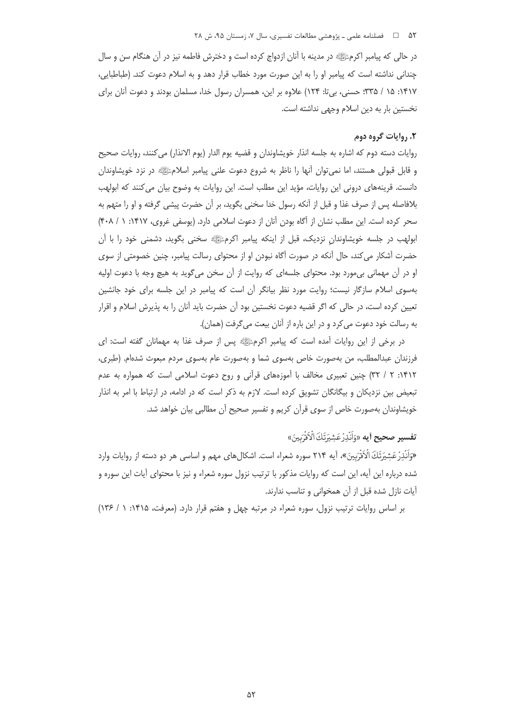در حالی که پیامبر اکرمﷺ در مدینه با آنان ازدواج کرده است و دخترش فاطمه نیز در آن هنگام سن و سال چندانی نداشته است که پیامبر او را به این صورت مورد خطاب قرار دهد و به اسلام دعوت کند. (طباطبایی، ۱۴۱۷: ۱۵ / ۳۳۵؛ حسنی، بی‌تا: ۱۲۴) علاوه بر این، همسران رسول خدا، مسلمان بودند و دعوت آنان برای نخستین بار به دین اسلام وجهی نداشته است.

### ۲. روایات گروه دوم

روایات دسته دوم که اشاره به جلسه انذار خویشاوندان و قضیه یوم الدار (یوم الانذار) می‌کنند، روایات صحیح و قابل قبولی هستند، اما نمی‌توان آنها را ناظر به شروع دعوت علنی پیامبر اسلامﷺ در نزد خویشاوندان دانست. قرینه‌های درونی این روایات، مؤید این مطلب است. این روایات به وضوح بیان می‌کنند که ابولهب بلافاصله پس از صرف غذا و قبل از آنکه رسول خدا سخنی بگوید، بر آن حضرت پیشی گرفته و او را متهم به سحر کرده است. این مطلب نشان از آگاه بودن آنان از دعوت اسلامی دارد. (یوسفی غروی، ۱۴۱۷: ۱ / ۴۰۸) ابولهب در جلسه خویشاوندانِ نزدیک، قبل از اینکه پیامبر اکرمﷺ سخنی بگوید، دشمنی خود را با آن حضرت آشکار می‌کند، حال آنکه در صورت آگاه نبودن او از محتوای رسالت پیامبر، چنین خصومتی از سوی او در آن مهمانی بی‌مورد بود. محتوای جلسه‌ای که روایت از آن سخن می‌گوید به هیچ وجه با دعوت اولیه به‌سوی اسلام سازگار نیست؛ روایت مورد نظر بیانگر آن است که پیامبر در این جلسه برای خود جانشین تعیین کرده است، در حالی که اگر قضیه دعوت نخستین بود آن حضرت باید آنان را به پذیرش اسلام و اقرار به رسالت خود دعوت می‌کرد و در این باره از آنان بیعت می‌گرفت (همان).

در برخی از این روایات آمده است که پیامبر اکرمﷺ پس از صرف غذا به مهمانان گفته است: ای فرزندان عبدالمطلب، من به‌صورت خاص به‌سوی شما و به‌صورت عام به‌سوی مردم مبعوث شده‌ام. (طبری، ۱۴۱۲: ۲ / ۳۲) چنین تعبیری مخالف با آموزه‌های قرآنی و روح دعوت اسلامی است که همواره به عدم تبعیض بین نزدیکان و بیگانگان تشویق کرده است. لازم به ذکر است که در ادامه، در ارتباط با امر به انذار خویشاوندان به‌صورت خاص از سوی قرآن کریم و تفسیر صحیح آن مطالبی بیان خواهد شد.

### تفسیر صحیح آیه «وَأَنْذِرْ عَشِيرَتَكَ الْأَقْرَبِينَ»

«وَأَنْذِرْ عَشِيرَتَكَ الْأَقْرَبِينَ»، آیه ۲۱۴ سوره شعراء است. اشکال‌های مهم و اساسی هر دو دسته از روایات وارد شده درباره این آیه، این است که روایات مذکور با ترتیب نزول سوره شعراء و نیز با محتوای آیات این سوره و آیات نازل شده قبل از آن همخوانی و تناسب ندارند.

بر اساس روایات ترتیب نزول، سوره شعراء در مرتبه چهل و هفتم قرار دارد. (معرفت، ۱۴۱۵: ۱ / ۱۳۶)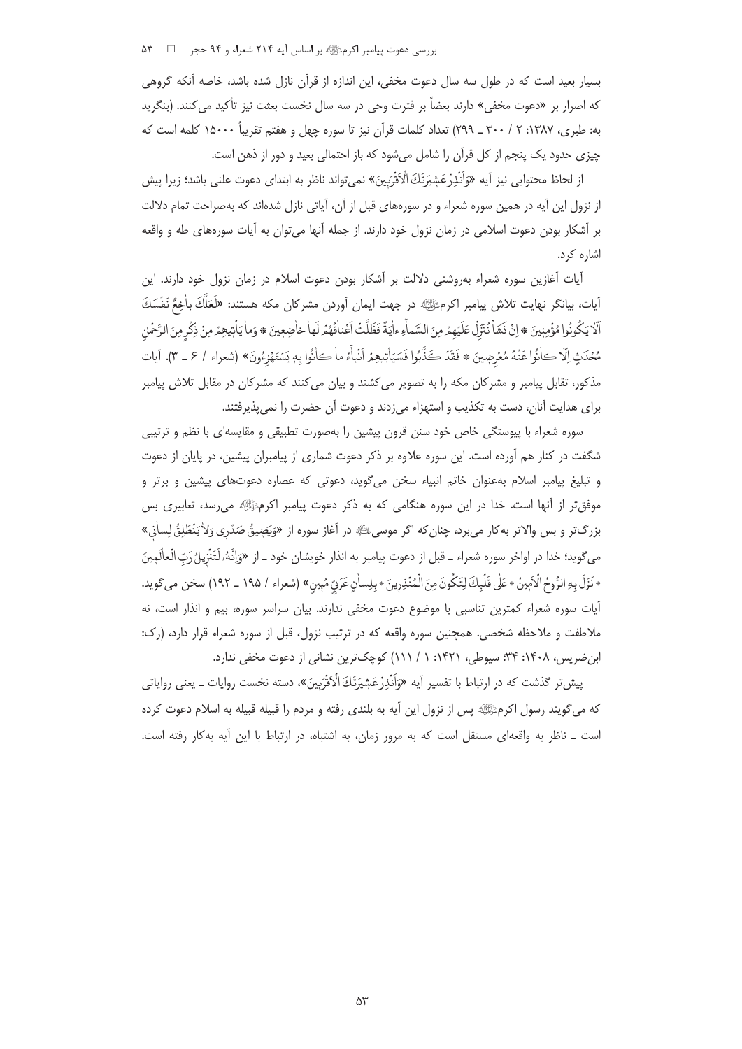بسیار بعید است که در طول سه سال دعوت مخفی، این اندازه از قرآن نازل شده باشد، خاصه آنکه گروهی که اصرار بر «دعوت مخفی» دارند بعضاً بر فترت وحی در سه سال نخست بعثت نیز تأکید می‌کنند. (بنگرید به: طبری، ۱۳۸۷: ۲ / ۳۰۰ ـ ۲۹۹) تعداد کلمات قرآن نیز تا سوره چهل و هفتم تقریباً ۱۵۰۰۰ کلمه است که چیزی حدود یک پنجم از کل قرآن را شامل می‌شود که باز احتمالی بعید و دور از ذهن است.

از لحاظ محتوایی نیز آیه «وَاَنْذِرْ عَشیرَتَكَ الْاَقْرَبینَ» نمی‌تواند ناظر به ابتدای دعوت علنی باشد؛ زیرا پیش از نزول این آیه در همین سوره شعراء و در سوره‌های قبل از آن، آیاتی نازل شده‌اند که به‌صراحت تمام دلالت بر آشکار بودن دعوت اسلامی در زمان نزول خود دارند. از جمله آنها می‌توان به آیات سوره‌های طه و واقعه اشاره کرد.

آیات آغازین سوره شعراء به‌روشنی دلالت بر آشکار بودن دعوت اسلام در زمان نزول خود دارند. این آیات، بیانگر نهایت تلاش پیامبر اکرم ﷺ در جهت ایمان آوردن مشرکان مکه هستند: «لَعَلَّكَ باخِعٌ نَفْسَكَ اَلّا یَكُونُوا مُؤْمِنینَ * اِنْ نَشَاْ نُنَزِّلْ عَلَیْهِمْ مِنَ السَّماءِ ءایَةً فَظَلَّتْ اَعْناقُهُمْ لَها خاضِعینَ * وَما یَاْتیهِمْ مِنْ ذِكْرٍ مِنَ الرَّحْمٰنِ مُحْدَثٍ اِلّا كانُوا عَنْهُ مُعْرِضینَ * فَقَدْ كَذَّبُوا فَسَیَاْتیهِمْ اَنْباءُ ما كانُوا بِهِ یَسْتَهْزِءُونَ» (شعراء / ۶ ـ ۳). آیات مذکور، تقابل پیامبر و مشرکان مکه را به تصویر می‌کشند و بیان می‌کنند که مشرکان در مقابل تلاش پیامبر برای هدایت آنان، دست به تکذیب و استهزاء می‌زدند و دعوت آن حضرت را نمی‌پذیرفتند.

سوره شعراء با پیوستگی خاص خود سنن قرون پیشین را به‌صورت تطبیقی و مقایسه‌ای با نظم و ترتیبی شگفت در کنار هم آورده است. این سوره علاوه بر ذکر دعوت شماری از پیامبران پیشین، در پایان از دعوت و تبلیغ پیامبر اسلام به‌عنوان خاتم انبیاء سخن می‌گوید، دعوتی که عصاره دعوت‌های پیشین و برتر و موفق‌تر از آنها است. خدا در این سوره هنگامی که به ذکر دعوت پیامبر اکرم ﷺ می‌رسد، تعابیری بس بزرگ‌تر و بس والاتر به‌کار می‌برد، چنان‌که اگر موسی ﷺ در آغاز سوره از «وَیَضیقُ صَدْری وَلا یَنْطَلِقُ لِسانی» می‌گوید؛ خدا در اواخر سوره شعراء ـ قبل از دعوت پیامبر به انذار خویشان خود ـ از «وَاِنَّهُ لَتَنْزیلُ رَبِّ الْعالَمینَ * نَزَلَ بِهِ الرُّوحُ الْاَمینُ * عَلی قَلْبِكَ لِتَكُونَ مِنَ الْمُنْذِرینَ * بِلِسانٍ عَرَبِیٍّ مُبینٍ» (شعراء / ۱۹۵ ـ ۱۹۲) سخن می‌گوید. آیات سوره شعراء کمترین تناسبی با موضوع دعوت مخفی ندارند. بیان سراسر سوره، بیم و انذار است، نه ملاطفت و ملاحظه شخصی. همچنین سوره واقعه که در ترتیب نزول، قبل از سوره شعراء قرار دارد، (رک: ابن‌ضریس، ۱۴۰۸: ۳۴؛ سیوطی، ۱۴۲۱: ۱ / ۱۱۱) کوچک‌ترین نشانی از دعوت مخفی ندارد.

پیش‌تر گذشت که در ارتباط با تفسیر آیه «وَاَنْذِرْ عَشیرَتَكَ الْاَقْرَبینَ»، دسته نخست روایات ـ یعنی روایاتی که می‌گویند رسول اکرم ﷺ پس از نزول این آیه به بلندی رفته و مردم را قبیله قبیله به اسلام دعوت کرده است ـ ناظر به واقعه‌ای مستقل است که به مرور زمان، به اشتباه، در ارتباط با این آیه به‌کار رفته است.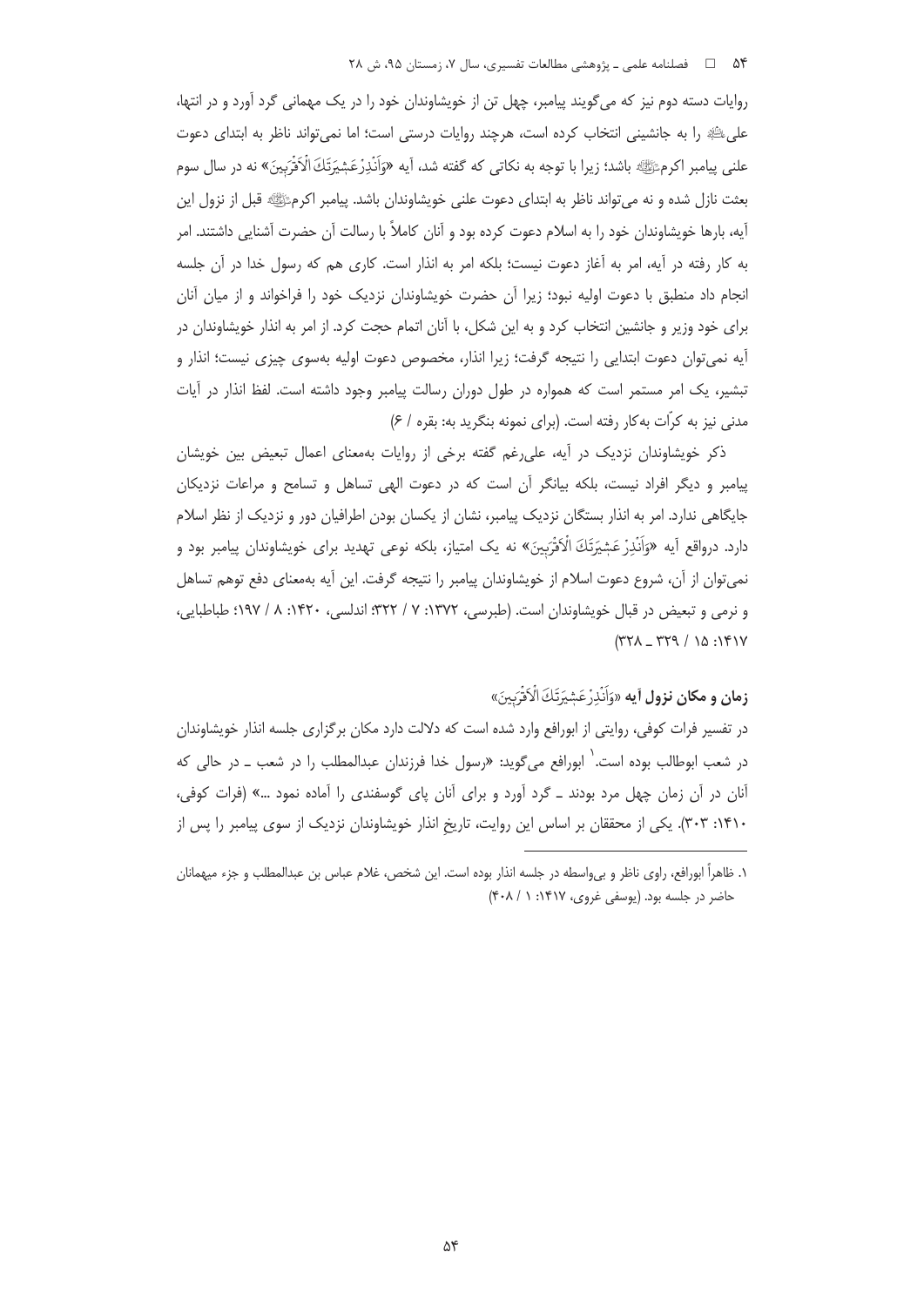روایات دسته دوم نیز که می‌گویند پیامبر، چهل تن از خویشاوندان خود را در یک مهمانی گرد آورد و در انتها، علیﷺ را به جانشینی انتخاب کرده است، هرچند روایات درستی است؛ اما نمی‌تواند ناظر به ابتدای دعوت علنی پیامبر اکرمﷺ باشد؛ زیرا با توجه به نکاتی که گفته شد، آیه «وَأَنْذِرْ عَشِيرَتَكَ الْأَقْرَبِينَ» نه در سال سوم بعثت نازل شده و نه می‌تواند ناظر به ابتدای دعوت علنی خویشاوندان باشد. پیامبر اکرمﷺ قبل از نزول این آیه، بارها خویشاوندان خود را به اسلام دعوت کرده بود و آنان کاملاً با رسالت آن حضرت آشنایی داشتند. امر به کار رفته در آیه، امر به آغاز دعوت نیست؛ بلکه امر به انذار است. کاری هم که رسول خدا در آن جلسه انجام داد منطبق با دعوت اولیه نبود؛ زیرا آن حضرت خویشاوندان نزدیک خود را فراخواند و از میان آنان برای خود وزیر و جانشین انتخاب کرد و به این شکل، با آنان اتمام حجت کرد. از امر به انذار خویشاوندان در آیه نمی‌توان دعوت ابتدایی را نتیجه گرفت؛ زیرا انذار، مخصوص دعوت اولیه به‌سوی چیزی نیست؛ انذار و تبشیر، یک امر مستمر است که همواره در طول دوران رسالت پیامبر وجود داشته است. لفظ انذار در آیات مدنی نیز به کرّات به‌کار رفته است. (برای نمونه بنگرید به: بقره / ۶)

ذکر خویشاوندان نزدیک در آیه، علی‌رغم گفته برخی از روایات به‌معنای اعمال تبعیض بین خویشان پیامبر و دیگر افراد نیست، بلکه بیانگر آن است که در دعوت الهی تساهل و تسامح و مراعات نزدیکان جایگاهی ندارد. امر به انذار بستگان نزدیک پیامبر، نشان از یکسان بودن اطرافیان دور و نزدیک از نظر اسلام دارد. درواقع آیه «وَأَنْذِرْ عَشِيرَتَكَ الْأَقْرَبِينَ» نه یک امتیاز، بلکه نوعی تهدید برای خویشاوندان پیامبر بود و نمی‌توان از آن، شروع دعوت اسلام از خویشاوندان پیامبر را نتیجه گرفت. این آیه به‌معنای دفع توهم تساهل و نرمی و تبعیض در قبال خویشاوندان است. (طبرسی، ۱۳۷۲: ۷ / ۳۲۲؛ اندلسی، ۱۴۲۰: ۸ / ۱۹۷؛ طباطبایی، ۱۴۱۷: ۱۵ / ۳۲۹ ـ ۳۲۸)

### زمان و مکان نزول آیه «وَأَنْذِرْ عَشِيرَتَكَ الْأَقْرَبِينَ»

در تفسیر فرات کوفی، روایتی از ابورافع وارد شده است که دلالت دارد مکان برگزاری جلسه انذار خویشاوندان در شعب ابوطالب بوده است.[1] ابورافع می‌گوید: «رسول خدا فرزندان عبدالمطلب را در شعب ـ در حالی که آنان در آن زمان چهل مرد بودند ـ گرد آورد و برای آنان پای گوسفندی را آماده نمود ...» (فرات کوفی، ۱۴۱۰: ۳۰۳). یکی از محققان بر اساس این روایت، تاریخ انذار خویشاوندان نزدیک از سوی پیامبر را پس از

---

۱. ظاهراً ابورافع، راوی ناظر و بی‌واسطه در جلسه انذار بوده است. این شخص، غلام عباس بن عبدالمطلب و جزء میهمانان حاضر در جلسه بود. (یوسفی غروی، ۱۴۱۷: ۱ / ۴۰۸)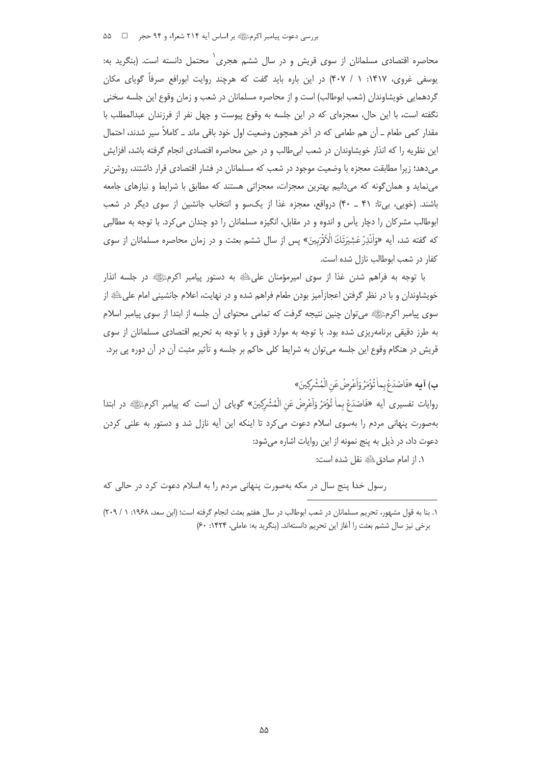محاصره اقتصادی مسلمانان از سوی قریش و در سال ششم هجری[1] محتمل دانسته است. (بنگرید به: یوسفی غروی، ۱۴۱۷: ۱ / ۴۰۷) در این باره باید گفت که هرچند روایت ابورافع صرفاً گویای مکان گردهمایی خویشاوندان (شعب ابوطالب) است و از محاصره مسلمانان در شعب و زمان وقوع این جلسه سخنی نگفته است، با این حال، معجزه‌ای که در این جلسه به وقوع پیوست و چهل نفر از فرزندان عبدالمطلب با مقدار کمی طعام ـ آن هم طعامی که در آخر همچون وضعیت اول خود باقی ماند ـ کاملاً سیر شدند، احتمال این نظریه را که انذار خویشاوندان در شعب ابی‌طالب و در حین محاصره اقتصادی انجام گرفته باشد، افزایش می‌دهد؛ زیرا مطابقت معجزه با وضعیت موجود در شعب که مسلمانان در فشار اقتصادی قرار داشتند، روشن‌تر می‌نماید و همان‌گونه که می‌دانیم بهترین معجزات، معجزاتی هستند که مطابق با شرایط و نیازهای جامعه باشند. (خویی، بی‌تا: ۴۱ ـ ۴۰) درواقع، معجزه غذا از یک‌سو و انتخاب جانشین از سوی دیگر در شعب ابوطالب مشرکان را دچار یأس و اندوه و در مقابل، انگیزه مسلمانان را دو چندان می‌کرد. با توجه به مطالبی که گفته شد، آیه «وَأَنْذِرْ عَشِيرَتَكَ الْأَقْرَبِينَ» پس از سال ششم بعثت و در زمان محاصره مسلمانان از سوی کفار در شعب ابوطالب نازل شده است.

با توجه به فراهم شدن غذا از سوی امیرمؤمنان علی علیه‌السلام به دستور پیامبر اکرم صلی‌الله‌علیه‌وآله در جلسه انذار خویشاوندان و با در نظر گرفتن اعجازآمیز بودن طعام فراهم شده و در نهایت، اعلام جانشینی امام علی علیه‌السلام از سوی پیامبر اکرم صلی‌الله‌علیه‌وآله می‌توان چنین نتیجه گرفت که تمامی محتوای آن جلسه از ابتدا از سوی پیامبر اسلام به طرز دقیقی برنامه‌ریزی شده بود. با توجه به موارد فوق و با توجه به تحریم اقتصادی مسلمانان از سوی قریش در هنگام وقوع این جلسه می‌توان به شرایط کلی حاکم بر جلسه و تأثیر مثبت آن در آن دوره پی برد.

### ب) آیه «فَاصْدَعْ بِمَا تُؤْمَرُ وَأَعْرِضْ عَنِ الْمُشْرِكِينَ»

روایات تفسیری آیه «فَاصْدَعْ بِمَا تُؤْمَرُ وَأَعْرِضْ عَنِ الْمُشْرِكِينَ» گویای آن است که پیامبر اکرم صلی‌الله‌علیه‌وآله در ابتدا به‌صورت پنهانی مردم را به‌سوی اسلام دعوت می‌کرد تا اینکه این آیه نازل شد و دستور به علنی کردن دعوت داد، در ذیل به پنج نمونه از این روایات اشاره می‌شود:

۱. از امام صادق علیه‌السلام نقل شده است:

> رسول خدا پنج سال در مکه به‌صورت پنهانی مردم را به اسلام دعوت کرد در حالی که

---

[1] ۱. بنا به قول مشهور، تحریم مسلمانان در شعب ابوطالب در سال هفتم بعثت انجام گرفته است؛ (ابن سعد، ۱۹۶۸: ۱ / ۲۰۹) برخی نیز سال ششم بعثت را آغاز این تحریم دانسته‌اند. (بنگرید به: عاملی، ۱۴۲۴: ۶۰)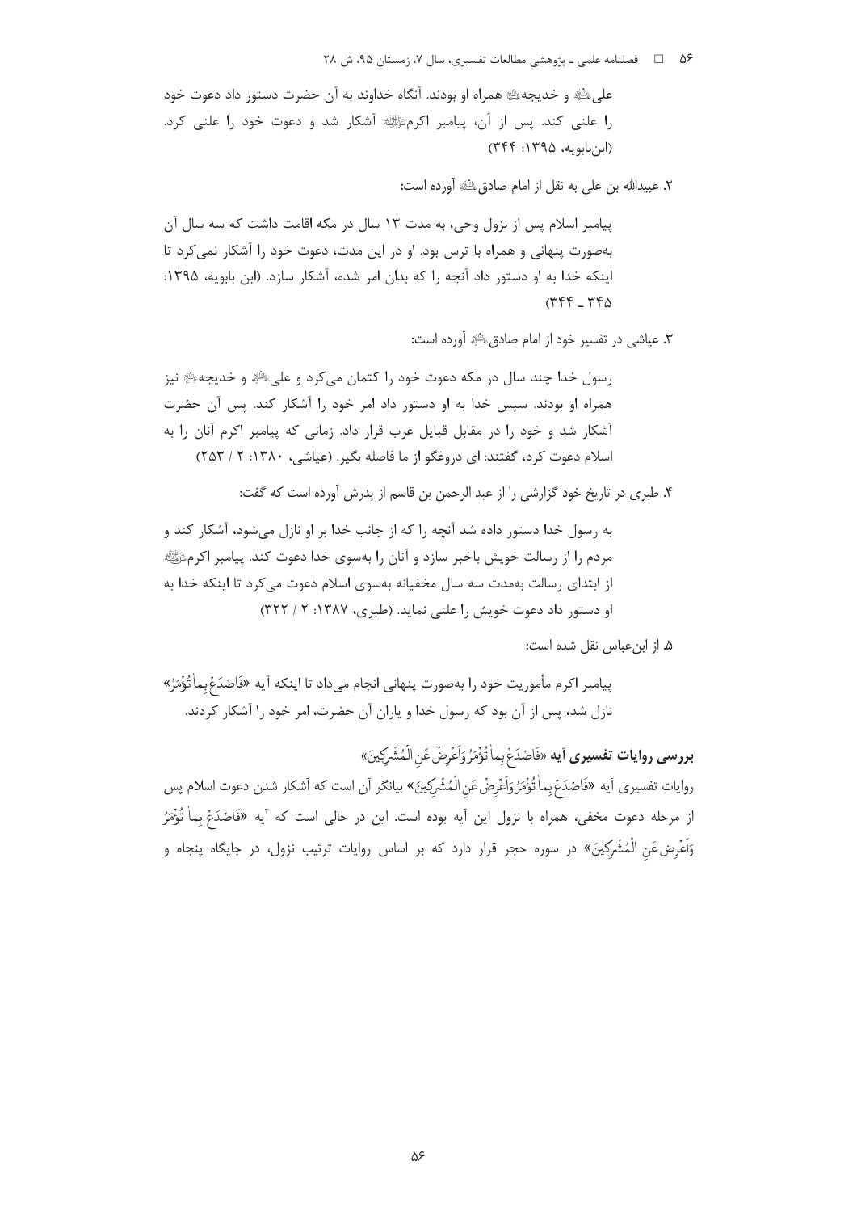علی﷣ و خدیجه﷤ همراه او بودند. آنگاه خداوند به آن حضرت دستور داد دعوت خود را علنی کند. پس از آن، پیامبر اکرمﷺ آشکار شد و دعوت خود را علنی کرد. (ابن‌بابویه، ۱۳۹۵: ۳۴۴)

۲. عبیدالله بن علی به نقل از امام صادق﷣ آورده است:

> پیامبر اسلام پس از نزول وحی، به مدت ۱۳ سال در مکه اقامت داشت که سه سال آن به‌صورت پنهانی و همراه با ترس بود. او در این مدت، دعوت خود را آشکار نمی‌کرد تا اینکه خدا به او دستور داد آنچه را که بدان امر شده، آشکار سازد. (ابن بابویه، ۱۳۹۵: ۳۴۴ ـ ۳۴۵)

۳. عیاشی در تفسیر خود از امام صادق﷣ آورده است:

> رسول خدا چند سال در مکه دعوت خود را کتمان می‌کرد و علی﷣ و خدیجه﷤ نیز همراه او بودند. سپس خدا به او دستور داد امر خود را آشکار کند. پس آن حضرت آشکار شد و خود را در مقابل قبایل عرب قرار داد. زمانی که پیامبر اکرم آنان را به اسلام دعوت کرد، گفتند: ای دروغگو از ما فاصله بگیر. (عیاشی، ۱۳۸۰: ۲ / ۲۵۳)

۴. طبری در تاریخ خود گزارشی را از عبد الرحمن بن قاسم از پدرش آورده است که گفت:

> به رسول خدا دستور داده شد آنچه را که از جانب خدا بر او نازل می‌شود، آشکار کند و مردم را از رسالت خویش باخبر سازد و آنان را به‌سوی خدا دعوت کند. پیامبر اکرمﷺ از ابتدای رسالت به‌مدت سه سال مخفیانه به‌سوی اسلام دعوت می‌کرد تا اینکه خدا به او دستور داد دعوت خویش را علنی نماید. (طبری، ۱۳۸۷: ۲ / ۳۲۲)

۵. از ابن‌عباس نقل شده است:

> پیامبر اکرم مأموریت خود را به‌صورت پنهانی انجام می‌داد تا اینکه آیه «فَاصْدَعْ بِما تُؤْمَرُ» نازل شد، پس از آن بود که رسول خدا و یاران آن حضرت، امر خود را آشکار کردند.

**بررسی روایات تفسیری آیه «فَاصْدَعْ بِما تُؤْمَرُ وَأَعْرِضْ عَنِ الْمُشْرِكِينَ»**

روایات تفسیری آیه «فَاصْدَعْ بِما تُؤْمَرُ وَأَعْرِضْ عَنِ الْمُشْرِكِينَ» بیانگر آن است که آشکار شدن دعوت اسلام پس از مرحله دعوت مخفی، همراه با نزول این آیه بوده است. این در حالی است که آیه «فَاصْدَعْ بِما تُؤْمَرُ وَأَعْرِضْ عَنِ الْمُشْرِكِينَ» در سوره حجر قرار دارد که بر اساس روایات ترتیب نزول، در جایگاه پنجاه و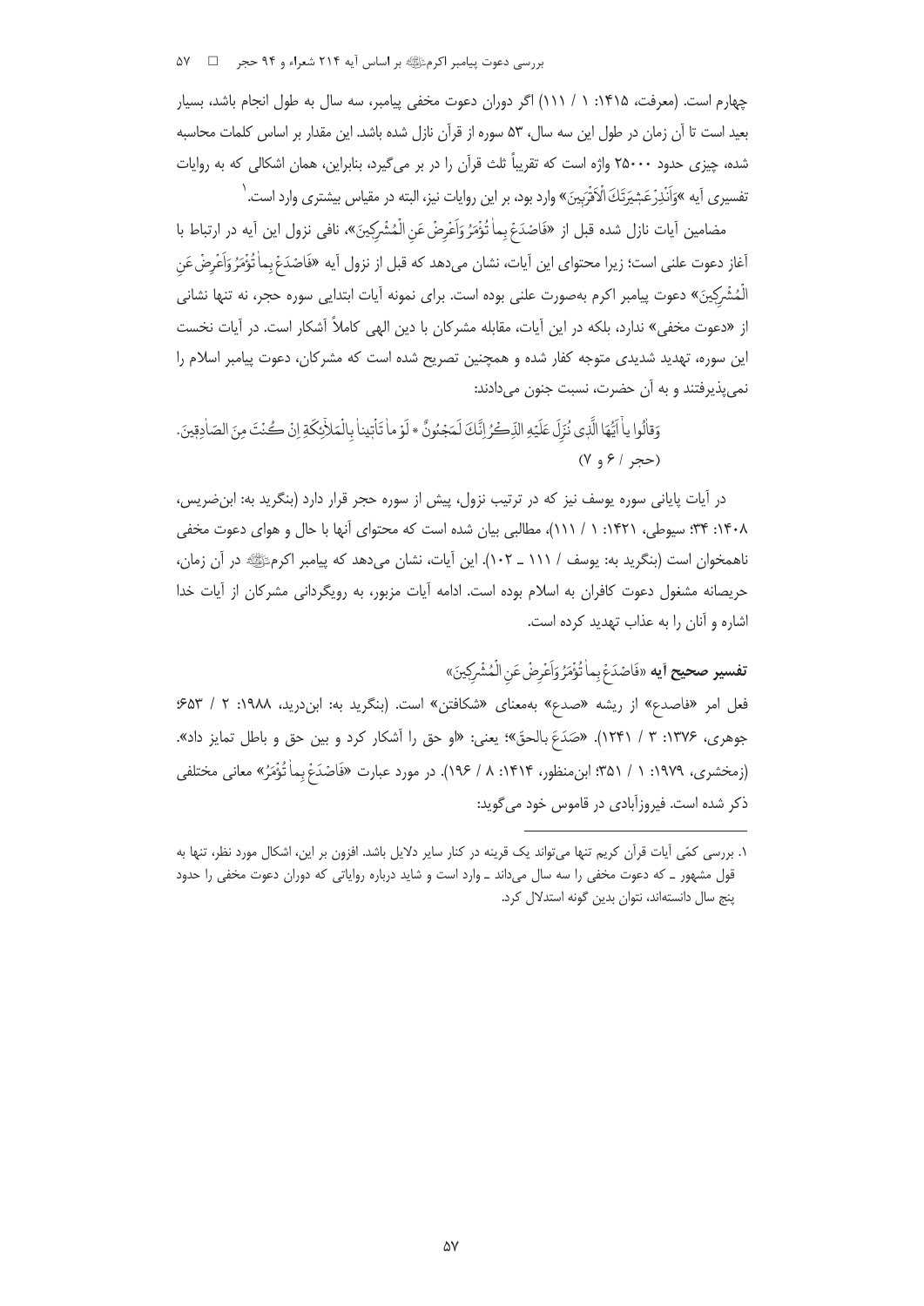چهارم است. (معرفت، ۱۴۱۵: ۱ / ۱۱۱) اگر دوران دعوت مخفی پیامبر، سه سال به طول انجام باشد، بسیار بعید است تا آن زمان در طول این سه سال، ۵۳ سوره از قرآن نازل شده باشد. این مقدار بر اساس کلمات محاسبه شده، چیزی حدود ۲۵۰۰۰ واژه است که تقریباً ثلث قرآن را در بر می‌گیرد، بنابراین، همان اشکالی که به روایات تفسیری آیه «وَأَنْذِرْ عَشِيرَتَكَ الْأَقْرَبِينَ» وارد بود، بر این روایات نیز، البته در مقیاس بیشتری وارد است.[1]

مضامین آیات نازل شده قبل از «فَاصْدَعْ بِما تُؤْمَرُ وَأَعْرِضْ عَنِ الْمُشْرِكِينَ»، نافی نزول این آیه در ارتباط با آغاز دعوت علنی است؛ زیرا محتوای این آیات، نشان می‌دهد که قبل از نزول آیه «فَاصْدَعْ بِما تُؤْمَرُ وَأَعْرِضْ عَنِ الْمُشْرِكِينَ» دعوت پیامبر اکرم به‌صورت علنی بوده است. برای نمونه آیات ابتدایی سوره حجر، نه تنها نشانی از «دعوت مخفی» ندارد، بلکه در این آیات، مقابله مشرکان با دین الهی کاملاً آشکار است. در آیات نخست این سوره، تهدید شدیدی متوجه کفار شده و همچنین تصریح شده است که مشرکان، دعوت پیامبر اسلام را نمی‌پذیرفتند و به آن حضرت، نسبت جنون می‌دادند:

وَقالُوا يا أَيُّهَا الَّذِي نُزِّلَ عَلَيْهِ الذِّكْرُ إِنَّكَ لَمَجْنُونٌ * لَوْ ما تَأْتِينا بِالْمَلائِكَةِ إِنْ كُنْتَ مِنَ الصّادِقِينَ. (حجر / ۶ و ۷)

در آیات پایانی سوره یوسف نیز که در ترتیب نزول، پیش از سوره حجر قرار دارد (بنگرید به: ابن‌ضریس، ۱۴۰۸: ۳۴؛ سیوطی، ۱۴۲۱: ۱ / ۱۱۱)، مطالبی بیان شده است که محتوای آنها با حال و هوای دعوت مخفی ناهمخوان است (بنگرید به: یوسف / ۱۱۱ ـ ۱۰۲). این آیات، نشان می‌دهد که پیامبر اکرم ﷺ در آن زمان، حریصانه مشغول دعوت کافران به اسلام بوده است. ادامه آیات مزبور، به رویگردانی مشرکان از آیات خدا اشاره و آنان را به عذاب تهدید کرده است.

**تفسیر صحیح آیه** «فَاصْدَعْ بِما تُؤْمَرُ وَأَعْرِضْ عَنِ الْمُشْرِكِينَ»

فعل امر «فاصدع» از ریشه «صدع» به‌معنای «شکافتن» است. (بنگرید به: ابن‌درید، ۱۹۸۸: ۲ / ۶۵۳؛ جوهری، ۱۳۷۶: ۳ / ۱۲۴۱). «صَدَعَ بالحقّ»؛ یعنی: «او حق را آشکار کرد و بین حق و باطل تمایز داد». (زمخشری، ۱۹۷۹: ۱ / ۳۵۱؛ ابن‌منظور، ۱۴۱۴: ۸ / ۱۹۶). در مورد عبارت «فَاصْدَعْ بِما تُؤْمَرُ» معانی مختلفی ذکر شده است. فیروزآبادی در قاموس خود می‌گوید:

---

۱. بررسی کمّی آیات قرآن کریم تنها می‌تواند یک قرینه در کنار سایر دلایل باشد. افزون بر این، اشکال مورد نظر، تنها به قول مشهور ـ که دعوت مخفی را سه سال می‌داند ـ وارد است و شاید درباره روایاتی که دوران دعوت مخفی را حدود پنج سال دانسته‌اند، نتوان بدین گونه استدلال کرد.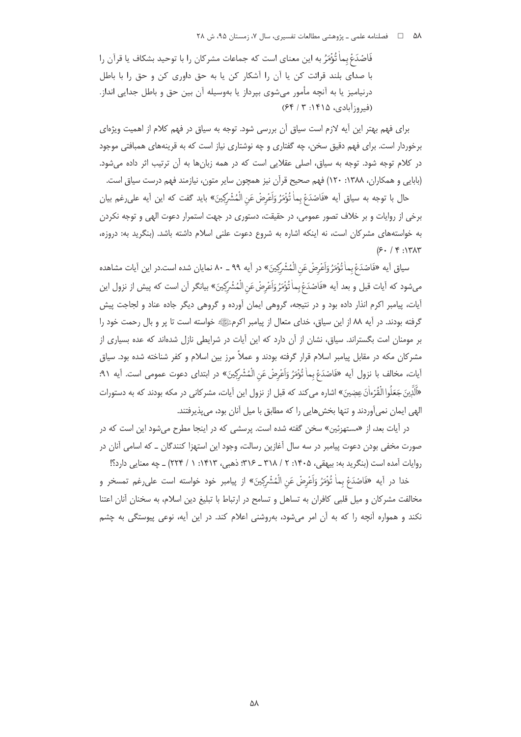فَاصْدَعْ بِما تُؤْمَرُ به این معنای است که جماعات مشرکان را با توحید بشکاف یا قرآن را با صدای بلند قرائت کن یا آن را آشکار کن یا به حق داوری کن و حق را با باطل درنیامیز یا به آنچه مأمور می‌شوی بپرداز یا به‌وسیله آن بین حق و باطل جدایی انداز. (فیروزآبادی، ۱۴۱۵: ۳ / ۶۴)

برای فهم بهتر این آیه لازم است سیاق آن بررسی شود. توجه به سیاق در فهم کلام از اهمیت ویژه‌ای برخوردار است. برای فهم دقیق سخن، چه گفتاری و چه نوشتاری نیاز است که به قرینه‌های همبافتی موجود در کلام توجه شود. توجه به سیاق، اصلی عقلایی است که در همه زبان‌ها به آن ترتیب اثر داده می‌شود. (بابایی و همکاران، ۱۳۸۸: ۱۲۰) فهم صحیح قرآن نیز همچون سایر متون، نیازمند فهم درست سیاق است.

حال با توجه به سیاق آیه «فَاصْدَعْ بِما تُؤْمَرُ وَأَعْرِضْ عَنِ الْمُشْرِكِينَ» باید گفت که این آیه علی‌رغم بیان برخی از روایات و بر خلاف تصور عمومی، در حقیقت، دستوری در جهت استمرار دعوت الهی و توجه نکردن به خواسته‌های مشرکان است، نه اینکه اشاره به شروع دعوت علنی اسلام داشته باشد. (بنگرید به: دروزه، ۱۳۸۳: ۴ / ۶۰)

سیاق آیه «فَاصْدَعْ بِما تُؤْمَرُ وَأَعْرِضْ عَنِ الْمُشْرِكِينَ» در آیه ۹۹ ـ ۸۰ نمایان شده است.در این آیات مشاهده می‌شود که آیات قبل و بعد آیه «فَاصْدَعْ بِما تُؤْمَرُ وَأَعْرِضْ عَنِ الْمُشْرِكِينَ» بیانگر آن است که پیش از نزول این آیات، پیامبر اکرم انذار داده بود و در نتیجه، گروهی ایمان آورده و گروهی دیگر جاده عناد و لجاجت پیش گرفته بودند. در آیه ۸۸ از این سیاق، خدای متعال از پیامبر اکرم ﷺ خواسته است تا پر و بال رحمت خود را بر مومنان امت بگستراند. سیاق، نشان از آن دارد که این آیات در شرایطی نازل شده‌اند که عده بسیاری از مشرکان مکه در مقابل پیامبر اسلام قرار گرفته بودند و عملاً مرز بین اسلام و کفر شناخته شده بود. سیاق آیات، مخالف با نزول آیه «فَاصْدَعْ بِما تُؤْمَرُ وَأَعْرِضْ عَنِ الْمُشْرِكِينَ» در ابتدای دعوت عمومی است. آیه ۹۱: «الَّذِينَ جَعَلُوا الْقُرْءانَ عِضِينَ» اشاره می‌کند که قبل از نزول این آیات، مشرکانی در مکه بودند که به دستورات الهی ایمان نمی‌آوردند و تنها بخش‌هایی را که مطابق با میل آنان بود، می‌پذیرفتند.

در آیات بعد، از «مستهزئین» سخن گفته شده است. پرسشی که در اینجا مطرح می‌شود این است که در صورت مخفی بودن دعوت پیامبر در سه سال آغازین رسالت، وجود این استهزا کنندگان ـ که اسامی آنان در روایات آمده است (بنگرید به: بیهقی، ۱۴۰۵: ۲ / ۳۱۸ ـ ۳۱۶؛ ذهبی، ۱۴۱۳: ۱ / ۲۲۴) ـ چه معنایی دارد؟!

خدا در آیه «فَاصْدَعْ بِما تُؤْمَرُ وَأَعْرِضْ عَنِ الْمُشْرِكِينَ» از پیامبر خود خواسته است علی‌رغم تمسخر و مخالفت مشرکان و میل قلبی کافران به تساهل و تسامح در ارتباط با تبلیغ دین اسلام، به سخنان آنان اعتنا نکند و همواره آنچه را که به آن امر می‌شود، به‌روشنی اعلام کند. در این آیه، نوعی پیوستگی به چشم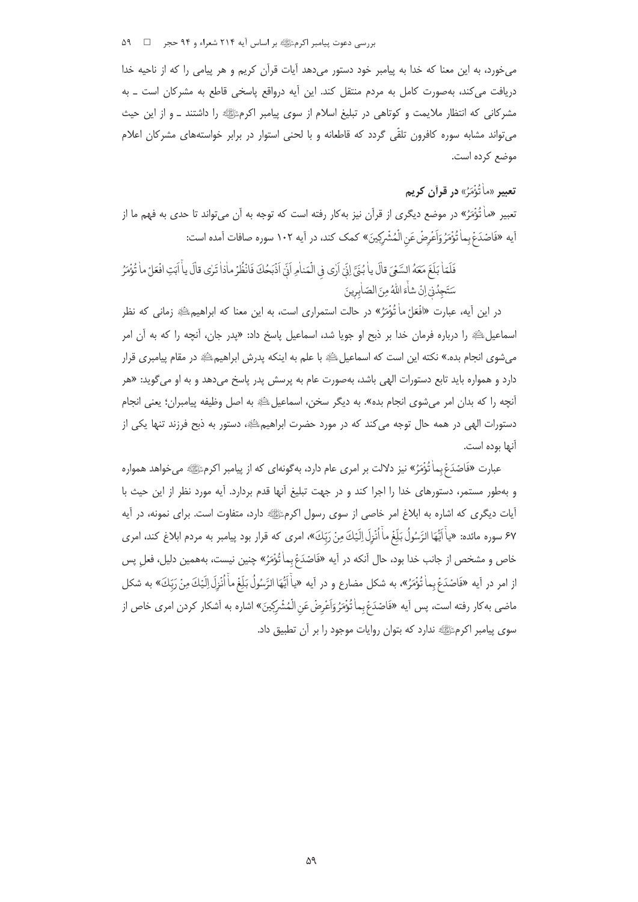می‌خورد، به این معنا که خدا به پیامبر خود دستور می‌دهد آیات قرآن کریم و هر پیامی را که از ناحیه خدا دریافت می‌کند، به‌صورت کامل به مردم منتقل کند. این آیه درواقع پاسخی قاطع به مشرکان است ـ به مشرکانی که انتظار ملایمت و کوتاهی در تبلیغ اسلام از سوی پیامبر اکرمﷺ را داشتند ـ و از این حیث می‌تواند مشابه سوره کافرون تلقّی گردد که قاطعانه و با لحنی استوار در برابر خواسته‌های مشرکان اعلام موضع کرده است.

## تعبیر «ما تُؤْمَرُ» در قرآن کریم

تعبیر «ما تُؤْمَرُ» در موضع دیگری از قرآن نیز به‌کار رفته است که توجه به آن می‌تواند تا حدی به فهم ما از آیه «فَاصْدَعْ بِما تُؤْمَرُ وَأَعْرِضْ عَنِ الْمُشْرِكِينَ» کمک کند، در آیه ۱۰۲ سوره صافات آمده است:

فَلَمّا بَلَغَ مَعَهُ السَّعْيَ قالَ يا بُنَيَّ إِنِّي أَرى فِي الْمَنامِ أَنِّي أَذْبَحُكَ فَانْظُرْ ماذا تَرى قالَ يا أَبَتِ افْعَلْ ما تُؤْمَرُ سَتَجِدُنِي إِنْ شاءَ اللهُ مِنَ الصّابِرِينَ

در این آیه، عبارت «افْعَلْ ما تُؤْمَرُ» در حالت استمراری است، به این معنا که ابراهیمؑ زمانی که نظر اسماعیلؑ را درباره فرمان خدا بر ذبح او جویا شد، اسماعیل پاسخ داد: «پدر جان، آنچه را که به آن امر می‌شوی انجام بده.» نکته این است که اسماعیلؑ با علم به اینکه پدرش ابراهیمؑ در مقام پیامبری قرار دارد و همواره باید تابع دستورات الهی باشد، به‌صورت عام به پرسش پدر پاسخ می‌دهد و به او می‌گوید: «هر آنچه را که بدان امر می‌شوی انجام بده». به دیگر سخن، اسماعیلؑ به اصل وظیفه پیامبران؛ یعنی انجام دستورات الهی در همه حال توجه می‌کند که در مورد حضرت ابراهیمؑ، دستور به ذبح فرزند تنها یکی از آنها بوده است.

عبارت «فَاصْدَعْ بِما تُؤْمَرُ» نیز دلالت بر امری عام دارد، به‌گونه‌ای که از پیامبر اکرمﷺ می‌خواهد همواره و به‌طور مستمر، دستورهای خدا را اجرا کند و در جهت تبلیغ آنها قدم بردارد. آیه مورد نظر از این حیث با آیات دیگری که اشاره به ابلاغ امر خاصی از سوی رسول اکرمﷺ دارد، متفاوت است. برای نمونه، در آیه ۶۷ سوره مائده: «يا أَيُّهَا الرَّسُولُ بَلِّغْ ما أُنْزِلَ إِلَيْكَ مِنْ رَبِّكَ»، امری که قرار بود پیامبر به مردم ابلاغ کند، امری خاص و مشخص از جانب خدا بود، حال آنکه در آیه «فَاصْدَعْ بِما تُؤْمَرُ» چنین نیست، به‌همین دلیل، فعلِ پس از امر در آیه «فَاصْدَعْ بِما تُؤْمَرُ»، به شکل مضارع و در آیه «يا أَيُّهَا الرَّسُولُ بَلِّغْ ما أُنْزِلَ إِلَيْكَ مِنْ رَبِّكَ» به شکل ماضی به‌کار رفته است، پس آیه «فَاصْدَعْ بِما تُؤْمَرُ وَأَعْرِضْ عَنِ الْمُشْرِكِينَ» اشاره به آشکار کردن امری خاص از سوی پیامبر اکرمﷺ ندارد که بتوان روایات موجود را بر آن تطبیق داد.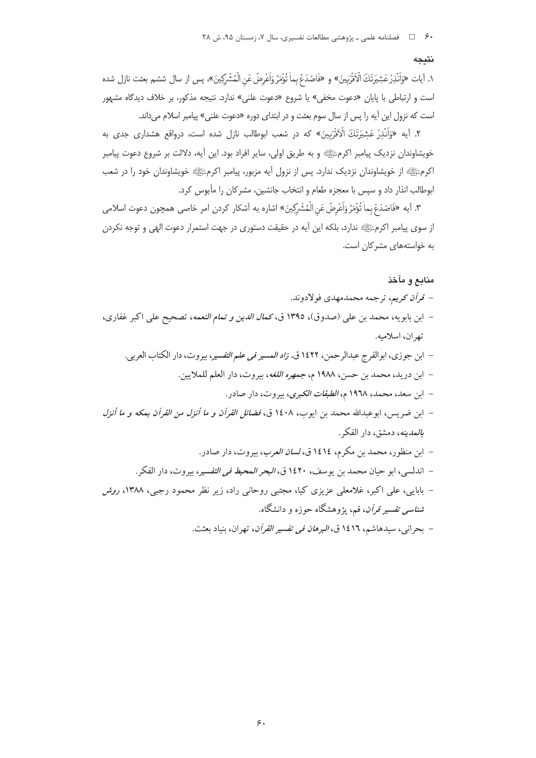## نتیجه

۱. آیات «وَأَنْذِرْ عَشِيرَتَكَ الْأَقْرَبِينَ» و «فَاصْدَعْ بِما تُؤْمَرُ وَأَعْرِضْ عَنِ الْمُشْرِكِينَ»، پس از سال ششم بعثت نازل شده است و ارتباطی با پایان «دعوت مخفی» یا شروع «دعوت علنی» ندارد. نتیجه مذکور، بر خلاف دیدگاه مشهور است که نزول این آیه را پس از سال سوم بعثت و در ابتدای دوره «دعوت علنی» پیامبر اسلام می‌داند.

۲. آیه «وَأَنْذِرْ عَشِيرَتَكَ الْأَقْرَبِينَ» که در شعب ابوطالب نازل شده است، درواقع هشداری جدی به خویشاوندان نزدیک پیامبر اکرمﷺ و به طریق اولی، سایر افراد بود. این آیه، دلالت بر شروع دعوت پیامبر اکرمﷺ از خویشاوندان نزدیک ندارد. پس از نزول آیه مزبور، پیامبر اکرمﷺ خویشاوندان خود را در شعب ابوطالب انذار داد و سپس با معجزه طعام و انتخاب جانشین، مشرکان را مأیوس کرد.

۳. آیه «فَاصْدَعْ بِما تُؤْمَرُ وَأَعْرِضْ عَنِ الْمُشْرِكِينَ» اشاره به آشکار کردن امر خاصی همچون دعوت اسلامی از سوی پیامبر اکرمﷺ ندارد، بلکه این آیه در حقیقت دستوری در جهت استمرار دعوت الهی و توجه نکردن به خواسته‌های مشرکان است.

## منابع و مآخذ

- *قرآن کریم*، ترجمه محمدمهدی فولادوند.
- ابن بابویه، محمد بن علی (صدوق)، ۱۳۹۵ ق، *کمال الدین و تمام النعمه*، تصحیح علی اکبر غفاری، تهران، اسلامیه.
- ابن جوزی، ابوالفرج عبدالرحمن، ۱٤۲۲ ق، *زاد المسیر فی علم التفسیر*، بیروت، دار الکتاب العربی.
- ابن درید، محمد بن حسن، ۱۹۸۸ م، *جمهره اللغه*، بیروت، دار العلم للملایین.
- ابن سعد، محمد، ۱۹٦۸ م، *الطبقات الکبری*، بیروت، دار صادر.
- ابن ضریس، ابوعبدالله محمد بن ایوب، ۱٤۰۸ ق، *فضائل القرآن و ما أنزل من القرآن بمکه و ما أنزل بالمدینه*، دمشق، دار الفکر.
- ابن منظور، محمد بن مکرم، ۱٤۱٤ ق، *لسان العرب*، بیروت، دار صادر.
- اندلسی، ابو حیان محمد بن یوسف، ۱٤۲۰ ق، *البحر المحیط فی التفسیر*، بیروت، دار الفکر.
- بابایی، علی اکبر، غلامعلی عزیزی کیا، مجتبی روحانی راد، زیر نظر محمود رجبی، ۱۳۸۸، *روش شناسی تفسیر قرآن*، قم، پژوهشگاه حوزه و دانشگاه.
- بحرانی، سیدهاشم، ۱٤۱٦ ق، *البرهان فی تفسیر القرآن*، تهران، بنیاد بعثت.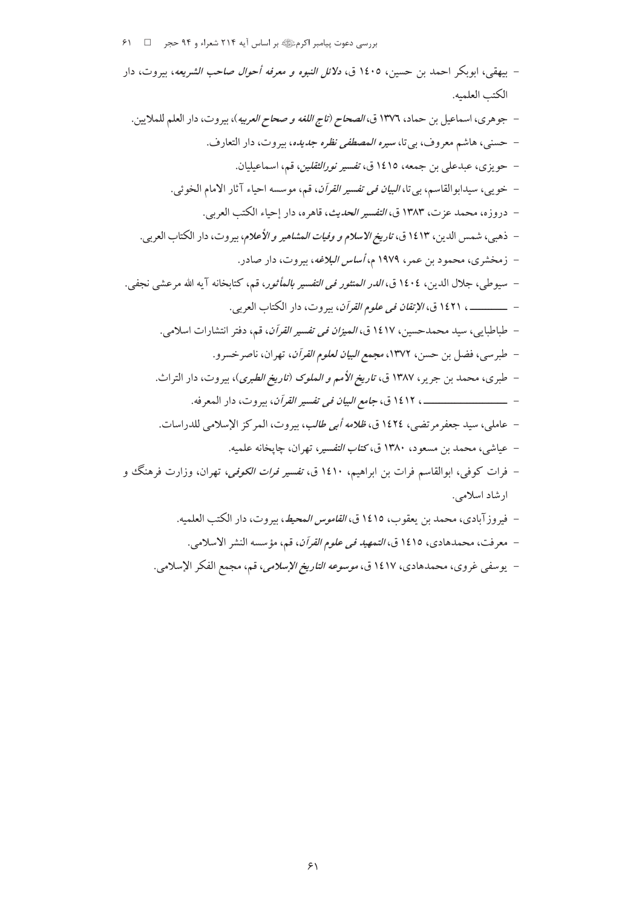- بیهقی، ابوبکر احمد بن حسین، ۱٤۰۵ ق، *دلائل النبوه و معرفه أحوال صاحب الشریعه*، بیروت، دار الکتب العلمیه.
- جوهری، اسماعیل بن حماد، ۱۳۷٦ ق، *الصحاح (تاج اللغه و صحاح العربیه)*، بیروت، دار العلم للملایین.
- حسنی، هاشم معروف، بی‌تا، *سیره المصطفی نظره جدیده*، بیروت، دار التعارف.
- حویزی، عبدعلی بن جمعه، ۱٤۱۵ ق، *تفسیر نورالثقلین*، قم، اسماعیلیان.
- خویی، سیدابوالقاسم، بی‌تا، *البیان فی تفسیر القرآن*، قم، موسسه احیاء آثار الامام الخوئی.
- دروزه، محمد عزت، ۱۳۸۳ ق، *التفسیر الحدیث*، قاهره، دار إحیاء الکتب العربی.
- ذهبی، شمس الدین، ۱٤۱۳ ق، *تاریخ الاسلام و وفیات المشاهیر و الأعلام*، بیروت، دار الکتاب العربی.
- زمخشری، محمود بن عمر، ۱۹۷۹ م، *أساس البلاغه*، بیروت، دار صادر.
- سیوطی، جلال الدین، ۱٤۰٤ ق، *الدر المنثور فی التفسیر بالمأثور*، قم، کتابخانه آیه الله مرعشی نجفی.
- ـــــــــــ، ۱٤۲۱ ق، *الإتقان فی علوم القرآن*، بیروت، دار الکتاب العربی.
- طباطبایی، سید محمدحسین، ۱٤۱۷ ق، *المیزان فی تفسیر القرآن*، قم، دفتر انتشارات اسلامی.
- طبرسی، فضل بن حسن، ۱۳۷۲، *مجمع البیان لعلوم القرآن*، تهران، ناصرخسرو.
- طبری، محمد بن جریر، ۱۳۸۷ ق، *تاریخ الأمم و الملوک (تاریخ الطبری)*، بیروت، دار التراث.
- ـــــــــــــــــــ، ۱٤۱۲ ق، *جامع البیان فی تفسیر القرآن*، بیروت، دار المعرفه.
- عاملی، سید جعفرمرتضی، ۱٤۲٤ ق، *ظلامه أبی طالب*، بیروت، المرکز الإسلامی للدراسات.
- عیاشی، محمد بن مسعود، ۱۳۸۰ ق، *کتاب التفسیر*، تهران، چاپخانه علمیه.
- فرات کوفی، ابوالقاسم فرات بن ابراهیم، ۱٤۱۰ ق، *تفسیر فرات الکوفی*، تهران، وزارت فرهنگ و ارشاد اسلامی.
- فیروزآبادی، محمد بن یعقوب، ۱٤۱۵ ق، *القاموس المحیط*، بیروت، دار الکتب العلمیه.
- معرفت، محمدهادی، ۱٤۱۵ ق، *التمهید فی علوم القرآن*، قم، مؤسسه النشر الاسلامی.
- یوسفی غروی، محمدهادی، ۱٤۱۷ ق، *موسوعه التاریخ الإسلامی*، قم، مجمع الفکر الإسلامی.